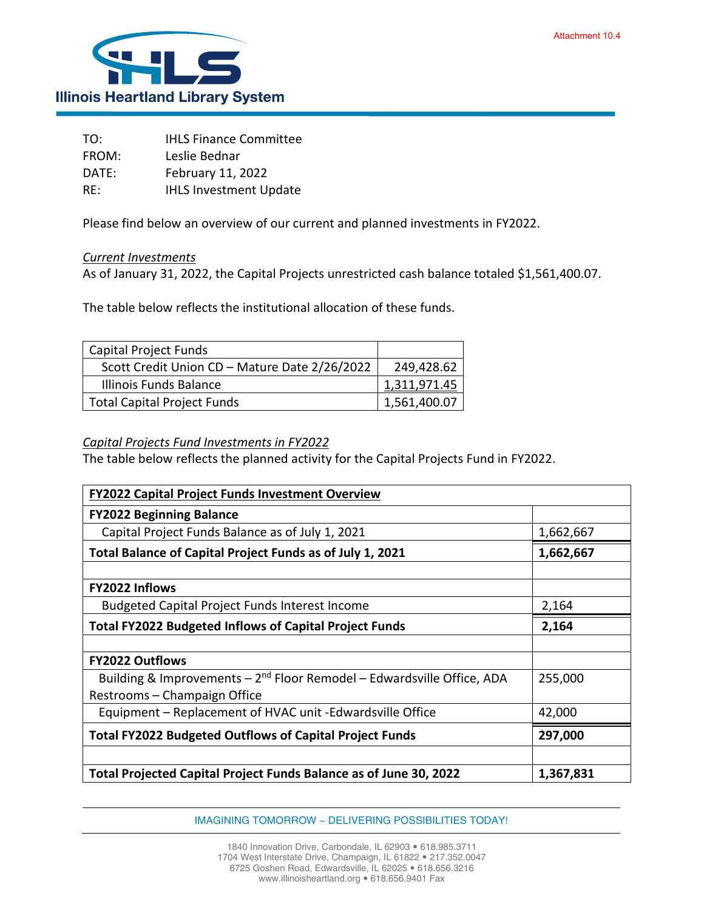Attachment 10.4

**Illinois Heartland Library System**

TO: IHLS Finance Committee
FROM: Leslie Bednar
DATE: February 11, 2022
RE: IHLS Investment Update

Please find below an overview of our current and planned investments in FY2022.

*Current Investments*
As of January 31, 2022, the Capital Projects unrestricted cash balance totaled $1,561,400.07.

The table below reflects the institutional allocation of these funds.

| Capital Project Funds | |
|---|---|
| Scott Credit Union CD – Mature Date 2/26/2022 | 249,428.62 |
| Illinois Funds Balance | 1,311,971.45 |
| Total Capital Project Funds | 1,561,400.07 |

*Capital Projects Fund Investments in FY2022*
The table below reflects the planned activity for the Capital Projects Fund in FY2022.

| **FY2022 Capital Project Funds Investment Overview** | |
|---|---|
| **FY2022 Beginning Balance** | |
| Capital Project Funds Balance as of July 1, 2021 | 1,662,667 |
| **Total Balance of Capital Project Funds as of July 1, 2021** | **1,662,667** |
| | |
| **FY2022 Inflows** | |
| Budgeted Capital Project Funds Interest Income | 2,164 |
| **Total FY2022 Budgeted Inflows of Capital Project Funds** | **2,164** |
| | |
| **FY2022 Outflows** | |
| Building & Improvements – 2nd Floor Remodel – Edwardsville Office, ADA Restrooms – Champaign Office | 255,000 |
| Equipment – Replacement of HVAC unit -Edwardsville Office | 42,000 |
| **Total FY2022 Budgeted Outflows of Capital Project Funds** | **297,000** |
| | |
| **Total Projected Capital Project Funds Balance as of June 30, 2022** | **1,367,831** |

IMAGINING TOMORROW ~ DELIVERING POSSIBILITIES TODAY!

1840 Innovation Drive, Carbondale, IL 62903 • 618.985.3711
1704 West Interstate Drive, Champaign, IL 61822 • 217.352.0047
6725 Goshen Road, Edwardsville, IL 62025 • 618.656.3216
www.illinoisheartland.org • 618.656.9401 Fax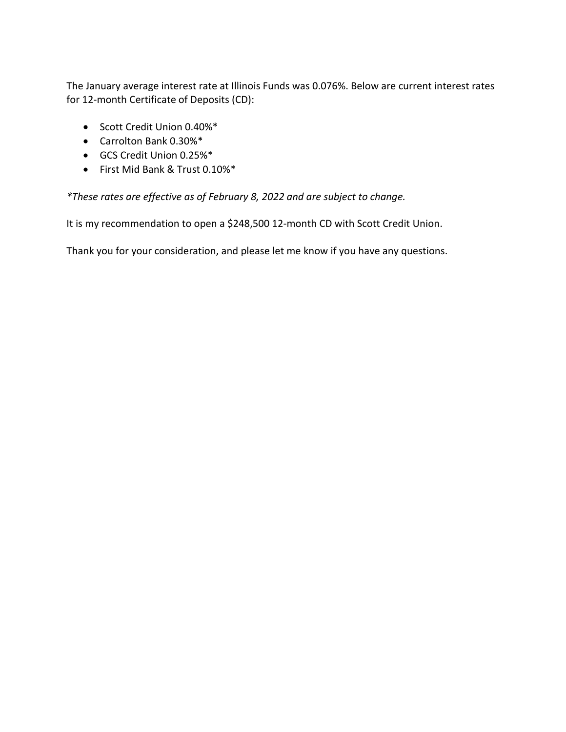The January average interest rate at Illinois Funds was 0.076%. Below are current interest rates for 12-month Certificate of Deposits (CD):

- Scott Credit Union 0.40%*
- Carrolton Bank 0.30%*
- GCS Credit Union 0.25%*
- First Mid Bank & Trust 0.10%*

*\*These rates are effective as of February 8, 2022 and are subject to change.*

It is my recommendation to open a $248,500 12-month CD with Scott Credit Union.

Thank you for your consideration, and please let me know if you have any questions.